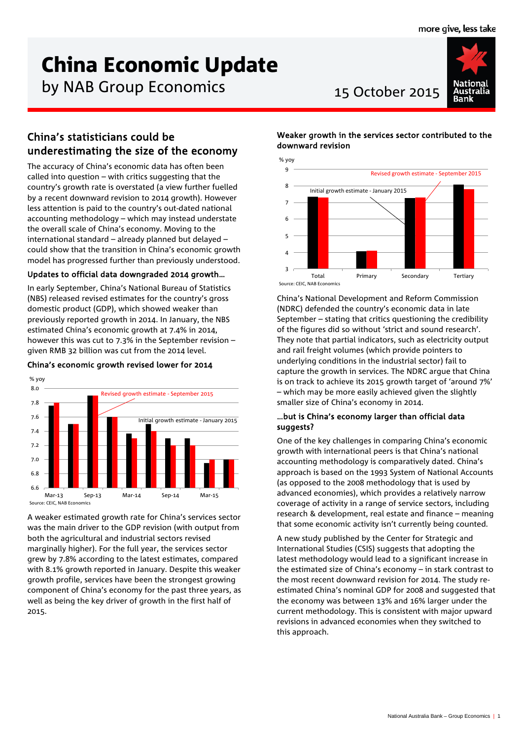# China Economic Update

by NAB Group Economics

15 October 2015

## China's statisticians could be underestimating the size of the economy

The accuracy of China's economic data has often been called into question – with critics suggesting that the country's growth rate is overstated (a view further fuelled by a recent downward revision to 2014 growth). However less attention is paid to the country's out-dated national accounting methodology – which may instead understate the overall scale of China's economy. Moving to the international standard – already planned but delayed – could show that the transition in China's economic growth model has progressed further than previously understood.

### Updates to official data downgraded 2014 growth…

In early September, China's National Bureau of Statistics (NBS) released revised estimates for the country's gross domestic product (GDP), which showed weaker than previously reported growth in 2014. In January, the NBS estimated China's economic growth at 7.4% in 2014, however this was cut to 7.3% in the September revision – given RMB 32 billion was cut from the 2014 level.

**China's economic growth revised lower for 2014**

Source: CEIC, NAB Economics

A weaker estimated growth rate for China's services sector was the main driver to the GDP revision (with output from both the agricultural and industrial sectors revised marginally higher). For the full year, the services sector grew by 7.8% according to the latest estimates, compared with 8.1% growth reported in January. Despite this weaker growth profile, services have been the strongest growing component of China's economy for the past three years, as well as being the key driver of growth in the first half of 2015.

**Weaker growth in the services sector contributed to the downward revision**

Source: CEIC, NAB Economics

China's National Development and Reform Commission (NDRC) defended the country's economic data in late September – stating that critics questioning the credibility of the figures did so without 'strict and sound research'. They note that partial indicators, such as electricity output and rail freight volumes (which provide pointers to underlying conditions in the industrial sector) fail to capture the growth in services. The NDRC argue that China is on track to achieve its 2015 growth target of 'around 7%' – which may be more easily achieved given the slightly smaller size of China's economy in 2014.

### …but is China's economy larger than official data suggests?

One of the key challenges in comparing China's economic growth with international peers is that China's national accounting methodology is comparatively dated. China's approach is based on the 1993 System of National Accounts (as opposed to the 2008 methodology that is used by advanced economies), which provides a relatively narrow coverage of activity in a range of service sectors, including research & development, real estate and finance – meaning that some economic activity isn't currently being counted.

A new study published by the Center for Strategic and International Studies (CSIS) suggests that adopting the latest methodology would lead to a significant increase in the estimated size of China's economy – in stark contrast to the most recent downward revision for 2014. The study re-estimated China's nominal GDP for 2008 and suggested that the economy was between 13% and 16% larger under the current methodology. This is consistent with major upward revisions in advanced economies when they switched to this approach.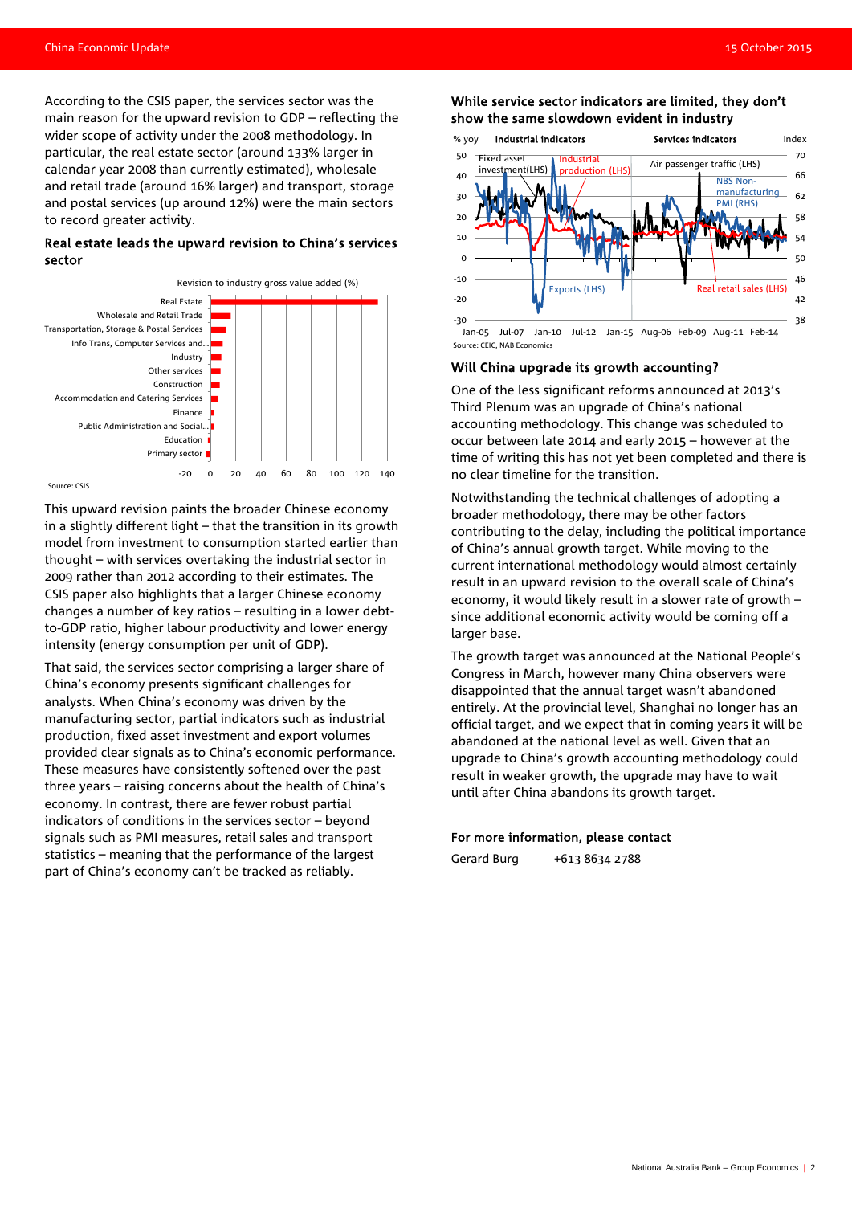According to the CSIS paper, the services sector was the main reason for the upward revision to GDP – reflecting the wider scope of activity under the 2008 methodology. In particular, the real estate sector (around 133% larger in calendar year 2008 than currently estimated), wholesale and retail trade (around 16% larger) and transport, storage and postal services (up around 12%) were the main sectors to record greater activity.

**Real estate leads the upward revision to China's services sector**

Revision to industry gross value added (%)

Real Estate
Wholesale and Retail Trade
Transportation, Storage & Postal Services
Info Trans, Computer Services and...
Industry
Other services
Construction
Accommodation and Catering Services
Finance
Public Administration and Social...
Education
Primary sector

-20 0 20 40 60 80 100 120 140

Source: CSIS

This upward revision paints the broader Chinese economy in a slightly different light – that the transition in its growth model from investment to consumption started earlier than thought – with services overtaking the industrial sector in 2009 rather than 2012 according to their estimates. The CSIS paper also highlights that a larger Chinese economy changes a number of key ratios – resulting in a lower debt-to-GDP ratio, higher labour productivity and lower energy intensity (energy consumption per unit of GDP).

That said, the services sector comprising a larger share of China's economy presents significant challenges for analysts. When China's economy was driven by the manufacturing sector, partial indicators such as industrial production, fixed asset investment and export volumes provided clear signals as to China's economic performance. These measures have consistently softened over the past three years – raising concerns about the health of China's economy. In contrast, there are fewer robust partial indicators of conditions in the services sector – beyond signals such as PMI measures, retail sales and transport statistics – meaning that the performance of the largest part of China's economy can't be tracked as reliably.

**While service sector indicators are limited, they don't show the same slowdown evident in industry**

% yoy — Industrial indicators — Services indicators — Index

Fixed asset investment(LHS); Industrial production (LHS); Exports (LHS); Air passenger traffic (LHS); NBS Non-manufacturing PMI (RHS); Real retail sales (LHS)

Jan-05 Jul-07 Jan-10 Jul-12 Jan-15 Aug-06 Feb-09 Aug-11 Feb-14

Source: CEIC, NAB Economics

## Will China upgrade its growth accounting?

One of the less significant reforms announced at 2013's Third Plenum was an upgrade of China's national accounting methodology. This change was scheduled to occur between late 2014 and early 2015 – however at the time of writing this has not yet been completed and there is no clear timeline for the transition.

Notwithstanding the technical challenges of adopting a broader methodology, there may be other factors contributing to the delay, including the political importance of China's annual growth target. While moving to the current international methodology would almost certainly result in an upward revision to the overall scale of China's economy, it would likely result in a slower rate of growth – since additional economic activity would be coming off a larger base.

The growth target was announced at the National People's Congress in March, however many China observers were disappointed that the annual target wasn't abandoned entirely. At the provincial level, Shanghai no longer has an official target, and we expect that in coming years it will be abandoned at the national level as well. Given that an upgrade to China's growth accounting methodology could result in weaker growth, the upgrade may have to wait until after China abandons its growth target.

**For more information, please contact**

Gerard Burg +613 8634 2788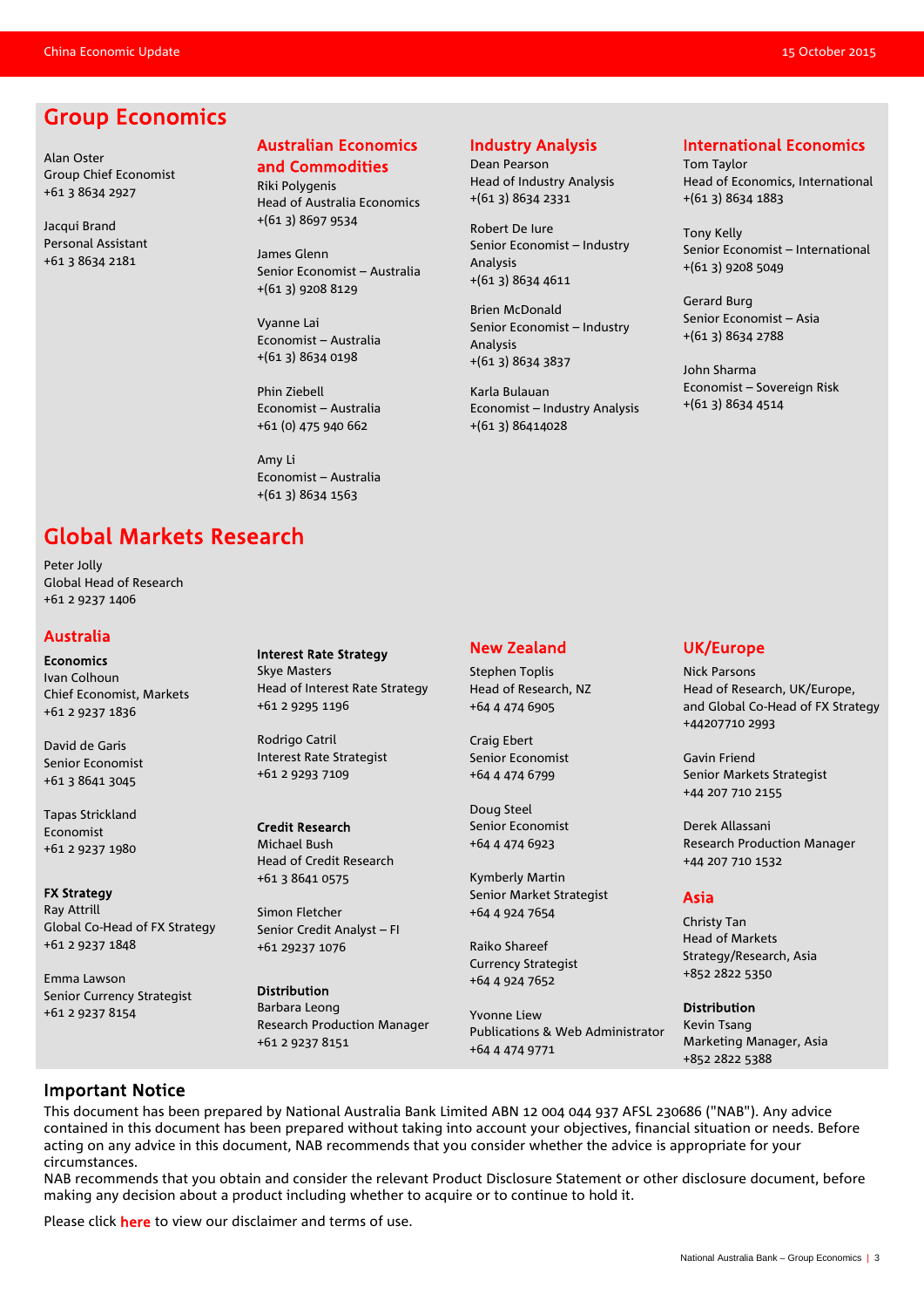# Group Economics

Alan Oster
Group Chief Economist
+61 3 8634 2927

Jacqui Brand
Personal Assistant
+61 3 8634 2181

## Australian Economics and Commodities

Riki Polygenis
Head of Australia Economics
+(61 3) 8697 9534

James Glenn
Senior Economist – Australia
+(61 3) 9208 8129

Vyanne Lai
Economist – Australia
+(61 3) 8634 0198

Phin Ziebell
Economist – Australia
+61 (0) 475 940 662

Amy Li
Economist – Australia
+(61 3) 8634 1563

## Industry Analysis

Dean Pearson
Head of Industry Analysis
+(61 3) 8634 2331

Robert De Iure
Senior Economist – Industry Analysis
+(61 3) 8634 4611

Brien McDonald
Senior Economist – Industry Analysis
+(61 3) 8634 3837

Karla Bulauan
Economist – Industry Analysis
+(61 3) 86414028

## International Economics

Tom Taylor
Head of Economics, International
+(61 3) 8634 1883

Tony Kelly
Senior Economist – International
+(61 3) 9208 5049

Gerard Burg
Senior Economist – Asia
+(61 3) 8634 2788

John Sharma
Economist – Sovereign Risk
+(61 3) 8634 4514

# Global Markets Research

Peter Jolly
Global Head of Research
+61 2 9237 1406

## Australia

**Economics**
Ivan Colhoun
Chief Economist, Markets
+61 2 9237 1836

David de Garis
Senior Economist
+61 3 8641 3045

Tapas Strickland
Economist
+61 2 9237 1980

**FX Strategy**
Ray Attrill
Global Co-Head of FX Strategy
+61 2 9237 1848

Emma Lawson
Senior Currency Strategist
+61 2 9237 8154

**Interest Rate Strategy**
Skye Masters
Head of Interest Rate Strategy
+61 2 9295 1196

Rodrigo Catril
Interest Rate Strategist
+61 2 9293 7109

**Credit Research**
Michael Bush
Head of Credit Research
+61 3 8641 0575

Simon Fletcher
Senior Credit Analyst – FI
+61 29237 1076

**Distribution**
Barbara Leong
Research Production Manager
+61 2 9237 8151

## New Zealand

Stephen Toplis
Head of Research, NZ
+64 4 474 6905

Craig Ebert
Senior Economist
+64 4 474 6799

Doug Steel
Senior Economist
+64 4 474 6923

Kymberly Martin
Senior Market Strategist
+64 4 924 7654

Raiko Shareef
Currency Strategist
+64 4 924 7652

Yvonne Liew
Publications & Web Administrator
+64 4 474 9771

## UK/Europe

Nick Parsons
Head of Research, UK/Europe, and Global Co-Head of FX Strategy
+44207710 2993

Gavin Friend
Senior Markets Strategist
+44 207 710 2155

Derek Allassani
Research Production Manager
+44 207 710 1532

## Asia

Christy Tan
Head of Markets Strategy/Research, Asia
+852 2822 5350

**Distribution**
Kevin Tsang
Marketing Manager, Asia
+852 2822 5388

## Important Notice

This document has been prepared by National Australia Bank Limited ABN 12 004 044 937 AFSL 230686 ("NAB"). Any advice contained in this document has been prepared without taking into account your objectives, financial situation or needs. Before acting on any advice in this document, NAB recommends that you consider whether the advice is appropriate for your circumstances.
NAB recommends that you obtain and consider the relevant Product Disclosure Statement or other disclosure document, before making any decision about a product including whether to acquire or to continue to hold it.

Please click here to view our disclaimer and terms of use.